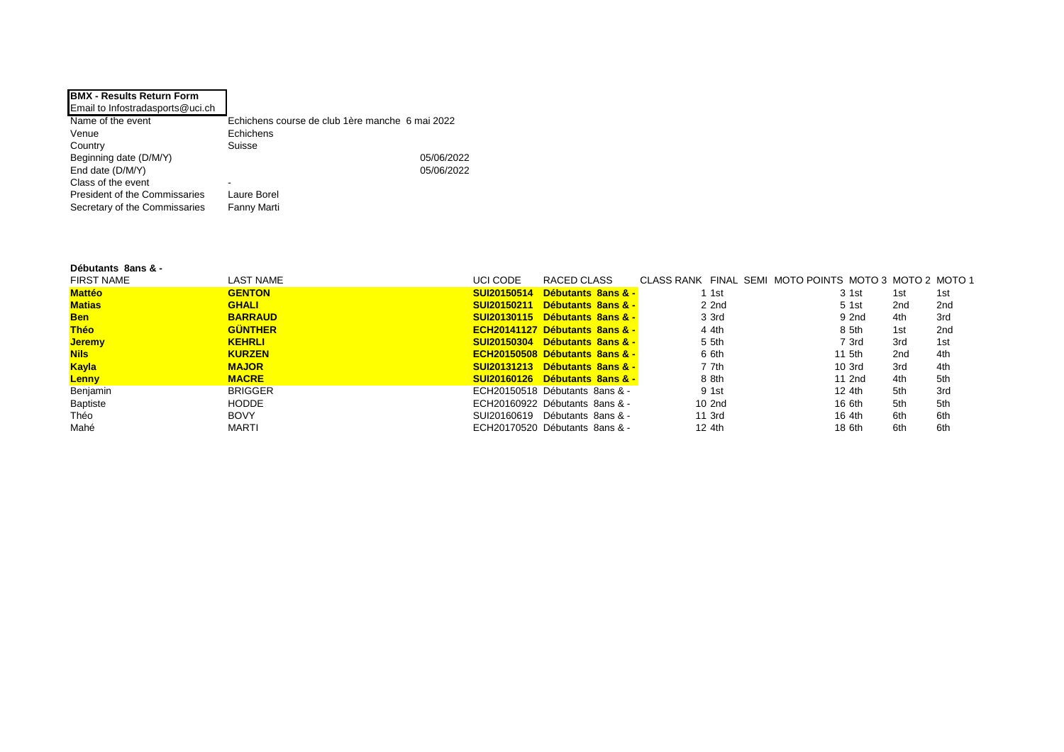**BMX - Results Return Form**
Email to Infostradasports@uci.ch

| | |
|---|---|
| Name of the event | Echichens course de club 1ère manche 6 mai 2022 |
| Venue | Echichens |
| Country | Suisse |
| Beginning date (D/M/Y) | 05/06/2022 |
| End date (D/M/Y) | 05/06/2022 |
| Class of the event | - |
| President of the Commissaries | Laure Borel |
| Secretary of the Commissaries | Fanny Marti |

**Débutants 8ans & -**

| FIRST NAME | LAST NAME | UCI CODE | RACED CLASS | CLASS RANK | FINAL | SEMI | MOTO POINTS | MOTO 3 | MOTO 2 | MOTO 1 |
|---|---|---|---|---|---|---|---|---|---|---|
| **Mattéo** | **GENTON** | **SUI20150514** | **Débutants 8ans & -** | 1 | 1st | | 3 | 1st | 1st | 1st |
| **Matias** | **GHALI** | **SUI20150211** | **Débutants 8ans & -** | 2 | 2nd | | 5 | 1st | 2nd | 2nd |
| **Ben** | **BARRAUD** | **SUI20130115** | **Débutants 8ans & -** | 3 | 3rd | | 9 | 2nd | 4th | 3rd |
| **Théo** | **GÜNTHER** | **ECH20141127** | **Débutants 8ans & -** | 4 | 4th | | 8 | 5th | 1st | 2nd |
| **Jeremy** | **KEHRLI** | **SUI20150304** | **Débutants 8ans & -** | 5 | 5th | | 7 | 3rd | 3rd | 1st |
| **Nils** | **KURZEN** | **ECH20150508** | **Débutants 8ans & -** | 6 | 6th | | 11 | 5th | 2nd | 4th |
| **Kayla** | **MAJOR** | **SUI20131213** | **Débutants 8ans & -** | 7 | 7th | | 10 | 3rd | 3rd | 4th |
| **Lenny** | **MACRE** | **SUI20160126** | **Débutants 8ans & -** | 8 | 8th | | 11 | 2nd | 4th | 5th |
| Benjamin | BRIGGER | ECH20150518 | Débutants 8ans & - | 9 | 1st | | 12 | 4th | 5th | 3rd |
| Baptiste | HODDE | ECH20160922 | Débutants 8ans & - | 10 | 2nd | | 16 | 6th | 5th | 5th |
| Théo | BOVY | SUI20160619 | Débutants 8ans & - | 11 | 3rd | | 16 | 4th | 6th | 6th |
| Mahé | MARTI | ECH20170520 | Débutants 8ans & - | 12 | 4th | | 18 | 6th | 6th | 6th |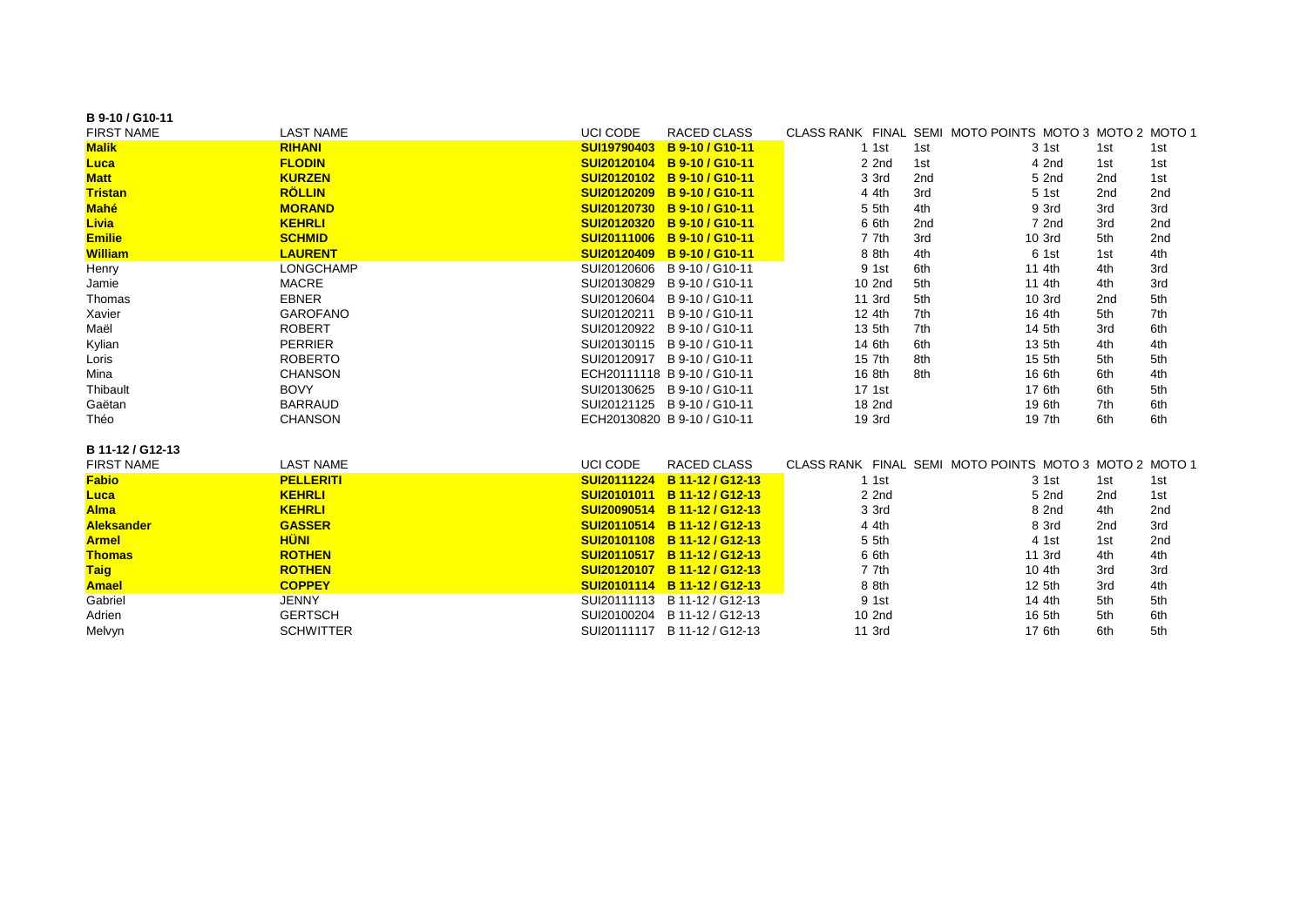**B 9-10 / G10-11**

| FIRST NAME | LAST NAME | UCI CODE | RACED CLASS | CLASS RANK | FINAL | SEMI | MOTO POINTS | MOTO 3 | MOTO 2 | MOTO 1 |
|---|---|---|---|---|---|---|---|---|---|---|
| **Malik** | **RIHANI** | **SUI19790403** | **B 9-10 / G10-11** | 1 | 1st | 1st | 3 | 1st | 1st | 1st |
| **Luca** | **FLODIN** | **SUI20120104** | **B 9-10 / G10-11** | 2 | 2nd | 1st | 4 | 2nd | 1st | 1st |
| **Matt** | **KURZEN** | **SUI20120102** | **B 9-10 / G10-11** | 3 | 3rd | 2nd | 5 | 2nd | 2nd | 1st |
| **Tristan** | **RÖLLIN** | **SUI20120209** | **B 9-10 / G10-11** | 4 | 4th | 3rd | 5 | 1st | 2nd | 2nd |
| **Mahé** | **MORAND** | **SUI20120730** | **B 9-10 / G10-11** | 5 | 5th | 4th | 9 | 3rd | 3rd | 3rd |
| **Livia** | **KEHRLI** | **SUI20120320** | **B 9-10 / G10-11** | 6 | 6th | 2nd | 7 | 2nd | 3rd | 2nd |
| **Emilie** | **SCHMID** | **SUI20111006** | **B 9-10 / G10-11** | 7 | 7th | 3rd | 10 | 3rd | 5th | 2nd |
| **William** | **LAURENT** | **SUI20120409** | **B 9-10 / G10-11** | 8 | 8th | 4th | 6 | 1st | 1st | 4th |
| Henry | LONGCHAMP | SUI20120606 | B 9-10 / G10-11 | 9 | 1st | 6th | 11 | 4th | 4th | 3rd |
| Jamie | MACRE | SUI20130829 | B 9-10 / G10-11 | 10 | 2nd | 5th | 11 | 4th | 4th | 3rd |
| Thomas | EBNER | SUI20120604 | B 9-10 / G10-11 | 11 | 3rd | 5th | 10 | 3rd | 2nd | 5th |
| Xavier | GAROFANO | SUI20120211 | B 9-10 / G10-11 | 12 | 4th | 7th | 16 | 4th | 5th | 7th |
| Maël | ROBERT | SUI20120922 | B 9-10 / G10-11 | 13 | 5th | 7th | 14 | 5th | 3rd | 6th |
| Kylian | PERRIER | SUI20130115 | B 9-10 / G10-11 | 14 | 6th | 6th | 13 | 5th | 4th | 4th |
| Loris | ROBERTO | SUI20120917 | B 9-10 / G10-11 | 15 | 7th | 8th | 15 | 5th | 5th | 5th |
| Mina | CHANSON | ECH20111118 | B 9-10 / G10-11 | 16 | 8th | 8th | 16 | 6th | 6th | 4th |
| Thibault | BOVY | SUI20130625 | B 9-10 / G10-11 | 17 | 1st | | 17 | 6th | 6th | 5th |
| Gaëtan | BARRAUD | SUI20121125 | B 9-10 / G10-11 | 18 | 2nd | | 19 | 6th | 7th | 6th |
| Théo | CHANSON | ECH20130820 | B 9-10 / G10-11 | 19 | 3rd | | 19 | 7th | 6th | 6th |

**B 11-12 / G12-13**

| FIRST NAME | LAST NAME | UCI CODE | RACED CLASS | CLASS RANK | FINAL | SEMI | MOTO POINTS | MOTO 3 | MOTO 2 | MOTO 1 |
|---|---|---|---|---|---|---|---|---|---|---|
| **Fabio** | **PELLERITI** | **SUI20111224** | **B 11-12 / G12-13** | 1 | 1st | | 3 | 1st | 1st | 1st |
| **Luca** | **KEHRLI** | **SUI20101011** | **B 11-12 / G12-13** | 2 | 2nd | | 5 | 2nd | 2nd | 1st |
| **Alma** | **KEHRLI** | **SUI20090514** | **B 11-12 / G12-13** | 3 | 3rd | | 8 | 2nd | 4th | 2nd |
| **Aleksander** | **GASSER** | **SUI20110514** | **B 11-12 / G12-13** | 4 | 4th | | 8 | 3rd | 2nd | 3rd |
| **Armel** | **HÜNI** | **SUI20101108** | **B 11-12 / G12-13** | 5 | 5th | | 4 | 1st | 1st | 2nd |
| **Thomas** | **ROTHEN** | **SUI20110517** | **B 11-12 / G12-13** | 6 | 6th | | 11 | 3rd | 4th | 4th |
| **Taig** | **ROTHEN** | **SUI20120107** | **B 11-12 / G12-13** | 7 | 7th | | 10 | 4th | 3rd | 3rd |
| **Amael** | **COPPEY** | **SUI20101114** | **B 11-12 / G12-13** | 8 | 8th | | 12 | 5th | 3rd | 4th |
| Gabriel | JENNY | SUI20111113 | B 11-12 / G12-13 | 9 | 1st | | 14 | 4th | 5th | 5th |
| Adrien | GERTSCH | SUI20100204 | B 11-12 / G12-13 | 10 | 2nd | | 16 | 5th | 5th | 6th |
| Melvyn | SCHWITTER | SUI20111117 | B 11-12 / G12-13 | 11 | 3rd | | 17 | 6th | 6th | 5th |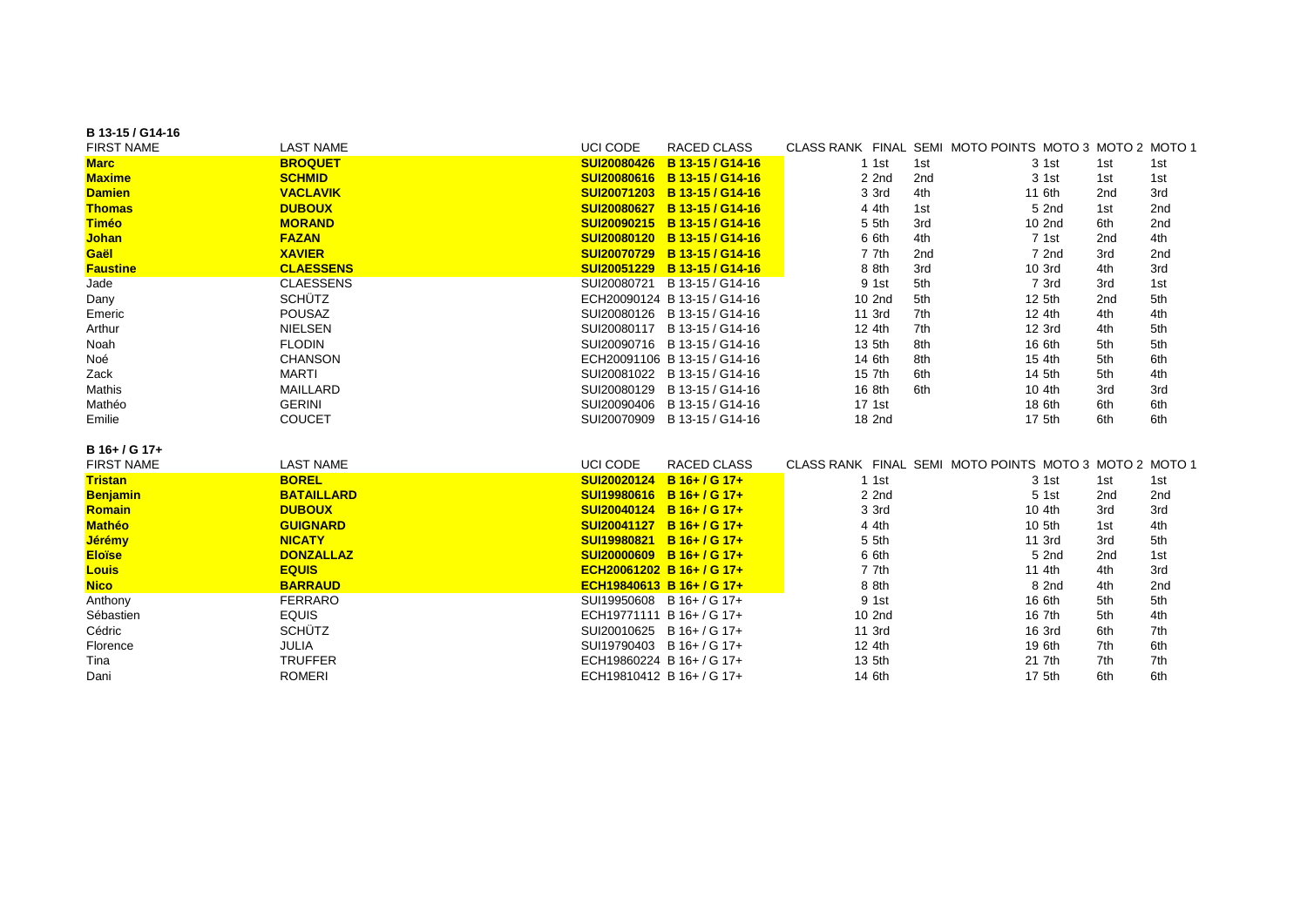**B 13-15 / G14-16**

| FIRST NAME | LAST NAME | UCI CODE | RACED CLASS | CLASS RANK | FINAL | SEMI | MOTO POINTS | MOTO 3 | MOTO 2 | MOTO 1 |
|---|---|---|---|---|---|---|---|---|---|---|
| **Marc** | **BROQUET** | **SUI20080426** | **B 13-15 / G14-16** | 1 | 1st | 1st | 3 | 1st | 1st | 1st |
| **Maxime** | **SCHMID** | **SUI20080616** | **B 13-15 / G14-16** | 2 | 2nd | 2nd | 3 | 1st | 1st | 1st |
| **Damien** | **VACLAVIK** | **SUI20071203** | **B 13-15 / G14-16** | 3 | 3rd | 4th | 11 | 6th | 2nd | 3rd |
| **Thomas** | **DUBOUX** | **SUI20080627** | **B 13-15 / G14-16** | 4 | 4th | 1st | 5 | 2nd | 1st | 2nd |
| **Timéo** | **MORAND** | **SUI20090215** | **B 13-15 / G14-16** | 5 | 5th | 3rd | 10 | 2nd | 6th | 2nd |
| **Johan** | **FAZAN** | **SUI20080120** | **B 13-15 / G14-16** | 6 | 6th | 4th | 7 | 1st | 2nd | 4th |
| **Gaël** | **XAVIER** | **SUI20070729** | **B 13-15 / G14-16** | 7 | 7th | 2nd | 7 | 2nd | 3rd | 2nd |
| **Faustine** | **CLAESSENS** | **SUI20051229** | **B 13-15 / G14-16** | 8 | 8th | 3rd | 10 | 3rd | 4th | 3rd |
| Jade | CLAESSENS | SUI20080721 | B 13-15 / G14-16 | 9 | 1st | 5th | 7 | 3rd | 3rd | 1st |
| Dany | SCHÜTZ | ECH20090124 | B 13-15 / G14-16 | 10 | 2nd | 5th | 12 | 5th | 2nd | 5th |
| Emeric | POUSAZ | SUI20080126 | B 13-15 / G14-16 | 11 | 3rd | 7th | 12 | 4th | 4th | 4th |
| Arthur | NIELSEN | SUI20080117 | B 13-15 / G14-16 | 12 | 4th | 7th | 12 | 3rd | 4th | 5th |
| Noah | FLODIN | SUI20090716 | B 13-15 / G14-16 | 13 | 5th | 8th | 16 | 6th | 5th | 5th |
| Noé | CHANSON | ECH20091106 | B 13-15 / G14-16 | 14 | 6th | 8th | 15 | 4th | 5th | 6th |
| Zack | MARTI | SUI20081022 | B 13-15 / G14-16 | 15 | 7th | 6th | 14 | 5th | 5th | 4th |
| Mathis | MAILLARD | SUI20080129 | B 13-15 / G14-16 | 16 | 8th | 6th | 10 | 4th | 3rd | 3rd |
| Mathéo | GERINI | SUI20090406 | B 13-15 / G14-16 | 17 | 1st | | 18 | 6th | 6th | 6th |
| Emilie | COUCET | SUI20070909 | B 13-15 / G14-16 | 18 | 2nd | | 17 | 5th | 6th | 6th |

**B 16+ / G 17+**

| FIRST NAME | LAST NAME | UCI CODE | RACED CLASS | CLASS RANK | FINAL | SEMI | MOTO POINTS | MOTO 3 | MOTO 2 | MOTO 1 |
|---|---|---|---|---|---|---|---|---|---|---|
| **Tristan** | **BOREL** | **SUI20020124** | **B 16+ / G 17+** | 1 | 1st | | 3 | 1st | 1st | 1st |
| **Benjamin** | **BATAILLARD** | **SUI19980616** | **B 16+ / G 17+** | 2 | 2nd | | 5 | 1st | 2nd | 2nd |
| **Romain** | **DUBOUX** | **SUI20040124** | **B 16+ / G 17+** | 3 | 3rd | | 10 | 4th | 3rd | 3rd |
| **Mathéo** | **GUIGNARD** | **SUI20041127** | **B 16+ / G 17+** | 4 | 4th | | 10 | 5th | 1st | 4th |
| **Jérémy** | **NICATY** | **SUI19980821** | **B 16+ / G 17+** | 5 | 5th | | 11 | 3rd | 3rd | 5th |
| **Eloïse** | **DONZALLAZ** | **SUI20000609** | **B 16+ / G 17+** | 6 | 6th | | 5 | 2nd | 2nd | 1st |
| **Louis** | **EQUIS** | **ECH20061202** | **B 16+ / G 17+** | 7 | 7th | | 11 | 4th | 4th | 3rd |
| **Nico** | **BARRAUD** | **ECH19840613** | **B 16+ / G 17+** | 8 | 8th | | 8 | 2nd | 4th | 2nd |
| Anthony | FERRARO | SUI19950608 | B 16+ / G 17+ | 9 | 1st | | 16 | 6th | 5th | 5th |
| Sébastien | EQUIS | ECH19771111 | B 16+ / G 17+ | 10 | 2nd | | 16 | 7th | 5th | 4th |
| Cédric | SCHÜTZ | SUI20010625 | B 16+ / G 17+ | 11 | 3rd | | 16 | 3rd | 6th | 7th |
| Florence | JULIA | SUI19790403 | B 16+ / G 17+ | 12 | 4th | | 19 | 6th | 7th | 6th |
| Tina | TRUFFER | ECH19860224 | B 16+ / G 17+ | 13 | 5th | | 21 | 7th | 7th | 7th |
| Dani | ROMERI | ECH19810412 | B 16+ / G 17+ | 14 | 6th | | 17 | 5th | 6th | 6th |